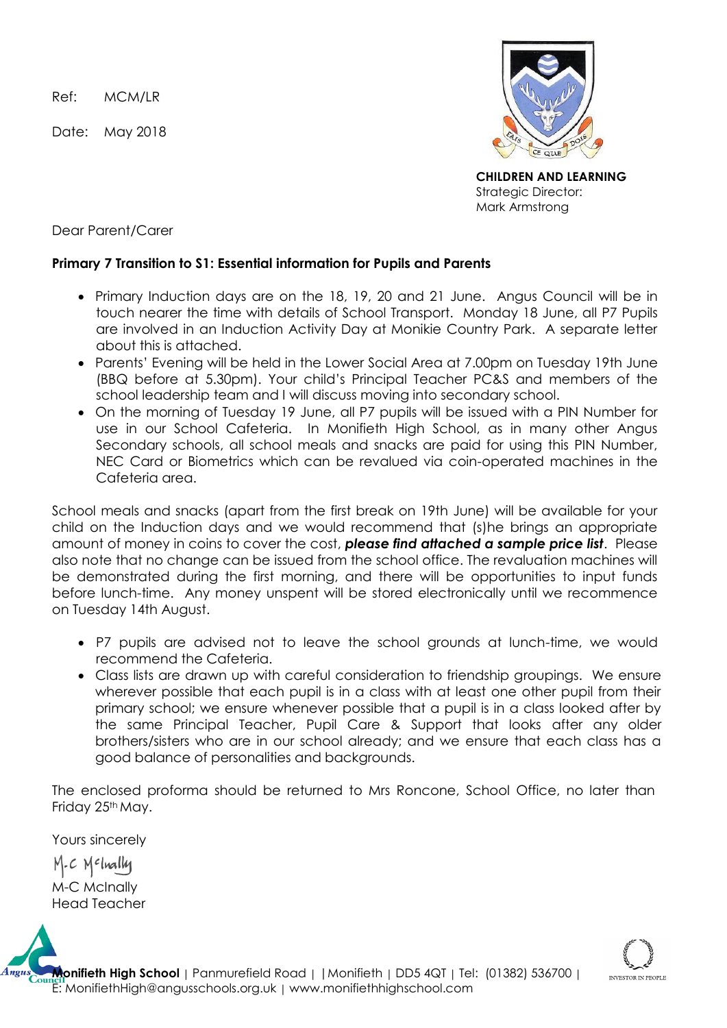Ref: MCM/LR

Date: May 2018

**CHILDREN AND LEARNING**
Strategic Director:
Mark Armstrong

Dear Parent/Carer

**Primary 7 Transition to S1: Essential information for Pupils and Parents**

- Primary Induction days are on the 18, 19, 20 and 21 June. Angus Council will be in touch nearer the time with details of School Transport. Monday 18 June, all P7 Pupils are involved in an Induction Activity Day at Monikie Country Park. A separate letter about this is attached.
- Parents' Evening will be held in the Lower Social Area at 7.00pm on Tuesday 19th June (BBQ before at 5.30pm). Your child's Principal Teacher PC&S and members of the school leadership team and I will discuss moving into secondary school.
- On the morning of Tuesday 19 June, all P7 pupils will be issued with a PIN Number for use in our School Cafeteria. In Monifieth High School, as in many other Angus Secondary schools, all school meals and snacks are paid for using this PIN Number, NEC Card or Biometrics which can be revalued via coin-operated machines in the Cafeteria area.

School meals and snacks (apart from the first break on 19th June) will be available for your child on the Induction days and we would recommend that (s)he brings an appropriate amount of money in coins to cover the cost, ***please find attached a sample price list***. Please also note that no change can be issued from the school office. The revaluation machines will be demonstrated during the first morning, and there will be opportunities to input funds before lunch-time. Any money unspent will be stored electronically until we recommence on Tuesday 14th August.

- P7 pupils are advised not to leave the school grounds at lunch-time, we would recommend the Cafeteria.
- Class lists are drawn up with careful consideration to friendship groupings. We ensure wherever possible that each pupil is in a class with at least one other pupil from their primary school; we ensure whenever possible that a pupil is in a class looked after by the same Principal Teacher, Pupil Care & Support that looks after any older brothers/sisters who are in our school already; and we ensure that each class has a good balance of personalities and backgrounds.

The enclosed proforma should be returned to Mrs Roncone, School Office, no later than Friday 25th May.

Yours sincerely

M-C McInally
M-C McInally
Head Teacher

**Monifieth High School** | Panmurefield Road | | Monifieth | DD5 4QT | Tel: (01382) 536700 | E: MonifiethHigh@angusschools.org.uk | www.monifiethhighschool.com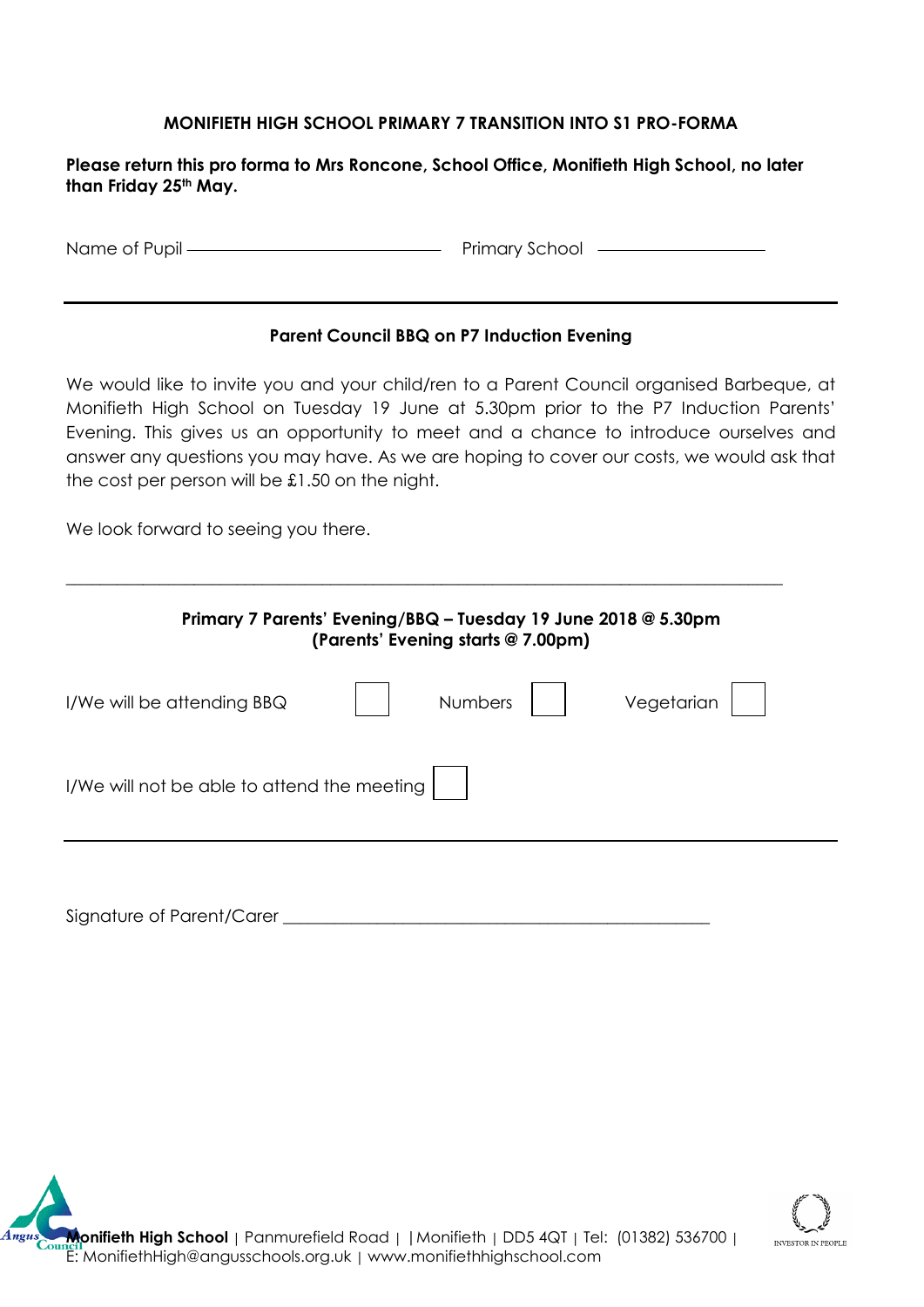**MONIFIETH HIGH SCHOOL PRIMARY 7 TRANSITION INTO S1 PRO-FORMA**

**Please return this pro forma to Mrs Roncone, School Office, Monifieth High School, no later than Friday 25th May.**

Name of Pupil \_\_\_\_\_\_\_\_\_\_\_\_\_\_\_\_\_\_\_\_\_\_\_\_\_\_\_\_ Primary School \_\_\_\_\_\_\_\_\_\_\_\_\_\_\_\_\_\_

---

**Parent Council BBQ on P7 Induction Evening**

We would like to invite you and your child/ren to a Parent Council organised Barbeque, at Monifieth High School on Tuesday 19 June at 5.30pm prior to the P7 Induction Parents' Evening. This gives us an opportunity to meet and a chance to introduce ourselves and answer any questions you may have. As we are hoping to cover our costs, we would ask that the cost per person will be £1.50 on the night.

We look forward to seeing you there.

---

**Primary 7 Parents' Evening/BBQ – Tuesday 19 June 2018 @ 5.30pm**
**(Parents' Evening starts @ 7.00pm)**

I/We will be attending BBQ ☐ Numbers ☐ Vegetarian ☐

I/We will not be able to attend the meeting ☐

---

Signature of Parent/Carer \_\_\_\_\_\_\_\_\_\_\_\_\_\_\_\_\_\_\_\_\_\_\_\_\_\_\_\_\_\_\_\_\_\_\_\_\_\_\_\_\_\_\_\_

**Monifieth High School** | Panmurefield Road | | Monifieth | DD5 4QT | Tel: (01382) 536700 | E: MonifiethHigh@angusschools.org.uk | www.monifiethhighschool.com